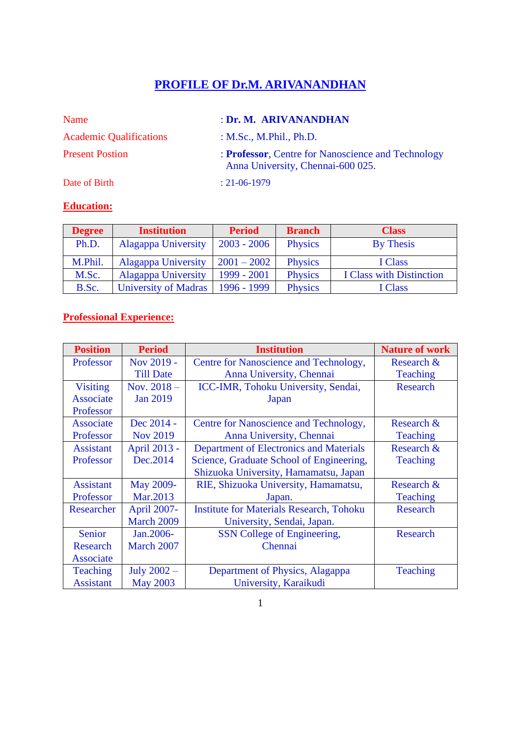# PROFILE OF Dr.M. ARIVANANDHAN

Name : **Dr. M. ARIVANANDHAN**

Academic Qualifications : M.Sc., M.Phil., Ph.D.

Present Postion : **Professor**, Centre for Nanoscience and Technology Anna University, Chennai-600 025.

Date of Birth : 21-06-1979

## Education:

| Degree | Institution | Period | Branch | Class |
|---|---|---|---|---|
| Ph.D. | Alagappa University | 2003 - 2006 | Physics | By Thesis |
| M.Phil. | Alagappa University | 2001 – 2002 | Physics | I Class |
| M.Sc. | Alagappa University | 1999 - 2001 | Physics | I Class with Distinction |
| B.Sc. | University of Madras | 1996 - 1999 | Physics | I Class |

## Professional Experience:

| Position | Period | Institution | Nature of work |
|---|---|---|---|
| Professor | Nov 2019 - Till Date | Centre for Nanoscience and Technology, Anna University, Chennai | Research & Teaching |
| Visiting Associate Professor | Nov. 2018 – Jan 2019 | ICC-IMR, Tohoku University, Sendai, Japan | Research |
| Associate Professor | Dec 2014 - Nov 2019 | Centre for Nanoscience and Technology, Anna University, Chennai | Research & Teaching |
| Assistant Professor | April 2013 - Dec.2014 | Department of Electronics and Materials Science, Graduate School of Engineering, Shizuoka University, Hamamatsu, Japan | Research & Teaching |
| Assistant Professor | May 2009-Mar.2013 | RIE, Shizuoka University, Hamamatsu, Japan. | Research & Teaching |
| Researcher | April 2007-March 2009 | Institute for Materials Research, Tohoku University, Sendai, Japan. | Research |
| Senior Research Associate | Jan.2006-March 2007 | SSN College of Engineering, Chennai | Research |
| Teaching Assistant | July 2002 – May 2003 | Department of Physics, Alagappa University, Karaikudi | Teaching |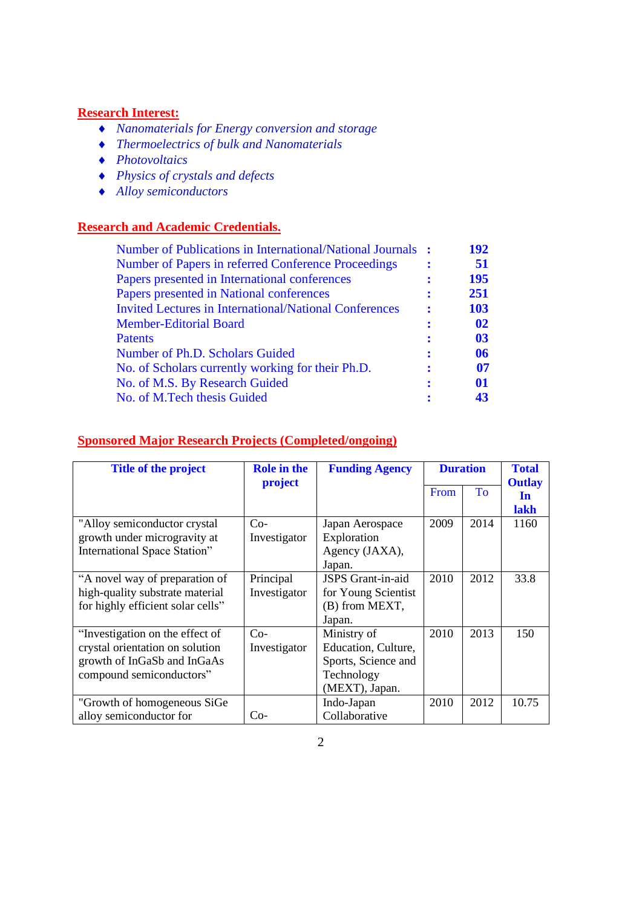## Research Interest:

- *Nanomaterials for Energy conversion and storage*
- *Thermoelectrics of bulk and Nanomaterials*
- *Photovoltaics*
- *Physics of crystals and defects*
- *Alloy semiconductors*

## Research and Academic Credentials.

| | | |
|---|---|---|
| Number of Publications in International/National Journals | : | **192** |
| Number of Papers in referred Conference Proceedings | : | **51** |
| Papers presented in International conferences | : | **195** |
| Papers presented in National conferences | : | **251** |
| Invited Lectures in International/National Conferences | : | **103** |
| Member-Editorial Board | : | **02** |
| Patents | : | **03** |
| Number of Ph.D. Scholars Guided | : | **06** |
| No. of Scholars currently working for their Ph.D. | : | **07** |
| No. of M.S. By Research Guided | : | **01** |
| No. of M.Tech thesis Guided | : | **43** |

## Sponsored Major Research Projects (Completed/ongoing)

| **Title of the project** | **Role in the project** | **Funding Agency** | **Duration** | | **Total Outlay In lakh** |
|---|---|---|---|---|---|
| | | | From | To | |
| "Alloy semiconductor crystal growth under microgravity at International Space Station" | Co-Investigator | Japan Aerospace Exploration Agency (JAXA), Japan. | 2009 | 2014 | 1160 |
| "A novel way of preparation of high-quality substrate material for highly efficient solar cells" | Principal Investigator | JSPS Grant-in-aid for Young Scientist (B) from MEXT, Japan. | 2010 | 2012 | 33.8 |
| "Investigation on the effect of crystal orientation on solution growth of InGaSb and InGaAs compound semiconductors" | Co-Investigator | Ministry of Education, Culture, Sports, Science and Technology (MEXT), Japan. | 2010 | 2013 | 150 |
| "Growth of homogeneous SiGe alloy semiconductor for | Co- | Indo-Japan Collaborative | 2010 | 2012 | 10.75 |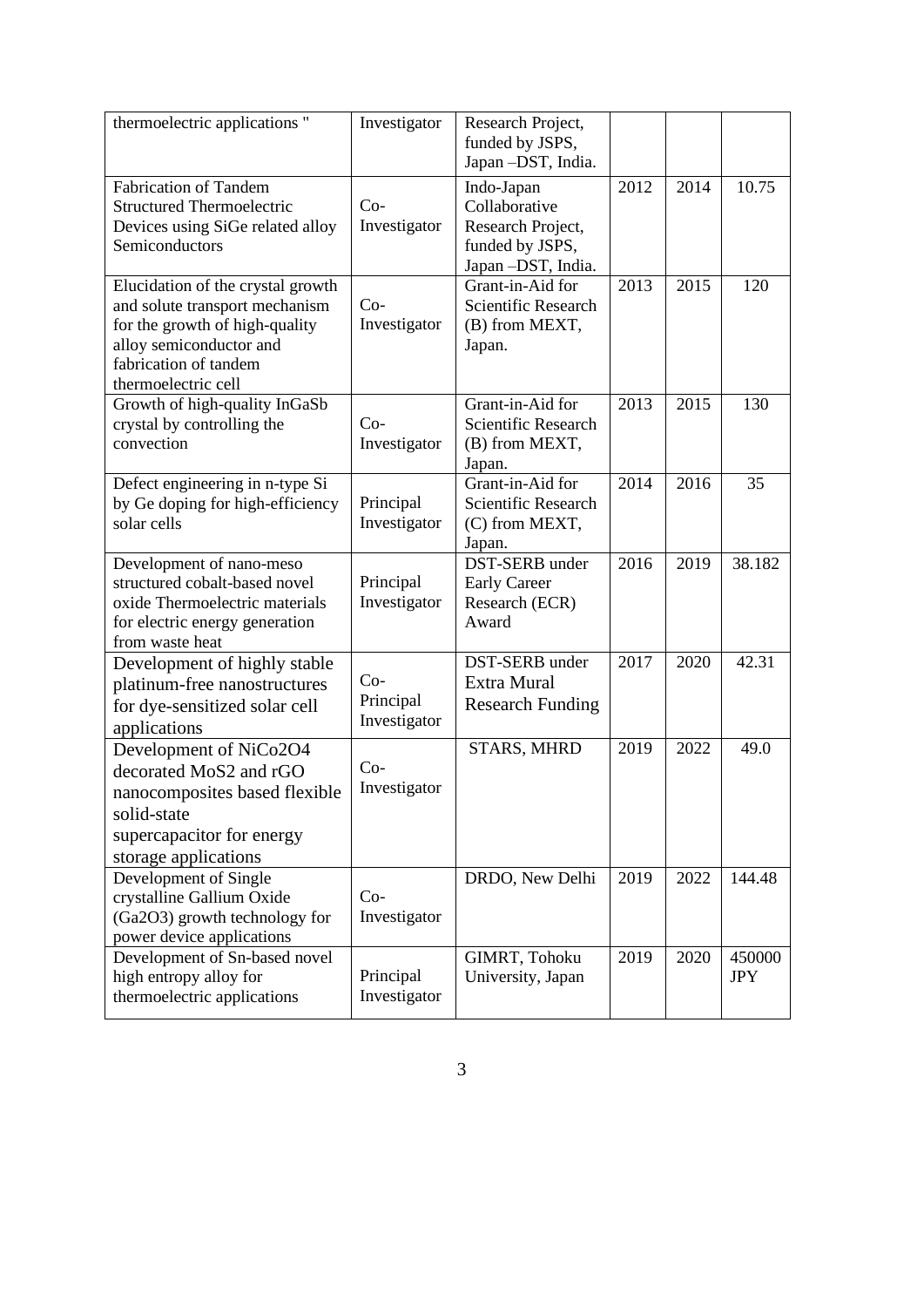| thermoelectric applications " | Investigator | Research Project, funded by JSPS, Japan –DST, India. | | | |
|---|---|---|---|---|---|
| Fabrication of Tandem Structured Thermoelectric Devices using SiGe related alloy Semiconductors | Co-Investigator | Indo-Japan Collaborative Research Project, funded by JSPS, Japan –DST, India. | 2012 | 2014 | 10.75 |
| Elucidation of the crystal growth and solute transport mechanism for the growth of high-quality alloy semiconductor and fabrication of tandem thermoelectric cell | Co-Investigator | Grant-in-Aid for Scientific Research (B) from MEXT, Japan. | 2013 | 2015 | 120 |
| Growth of high-quality InGaSb crystal by controlling the convection | Co-Investigator | Grant-in-Aid for Scientific Research (B) from MEXT, Japan. | 2013 | 2015 | 130 |
| Defect engineering in n-type Si by Ge doping for high-efficiency solar cells | Principal Investigator | Grant-in-Aid for Scientific Research (C) from MEXT, Japan. | 2014 | 2016 | 35 |
| Development of nano-meso structured cobalt-based novel oxide Thermoelectric materials for electric energy generation from waste heat | Principal Investigator | DST-SERB under Early Career Research (ECR) Award | 2016 | 2019 | 38.182 |
| Development of highly stable platinum-free nanostructures for dye-sensitized solar cell applications | Co-Principal Investigator | DST-SERB under Extra Mural Research Funding | 2017 | 2020 | 42.31 |
| Development of $NiCo_2O_4$ decorated $MoS_2$ and rGO nanocomposites based flexible solid-state supercapacitor for energy storage applications | Co-Investigator | STARS, MHRD | 2019 | 2022 | 49.0 |
| Development of Single crystalline Gallium Oxide ($Ga_2O_3$) growth technology for power device applications | Co-Investigator | DRDO, New Delhi | 2019 | 2022 | 144.48 |
| Development of Sn-based novel high entropy alloy for thermoelectric applications | Principal Investigator | GIMRT, Tohoku University, Japan | 2019 | 2020 | 450000 JPY |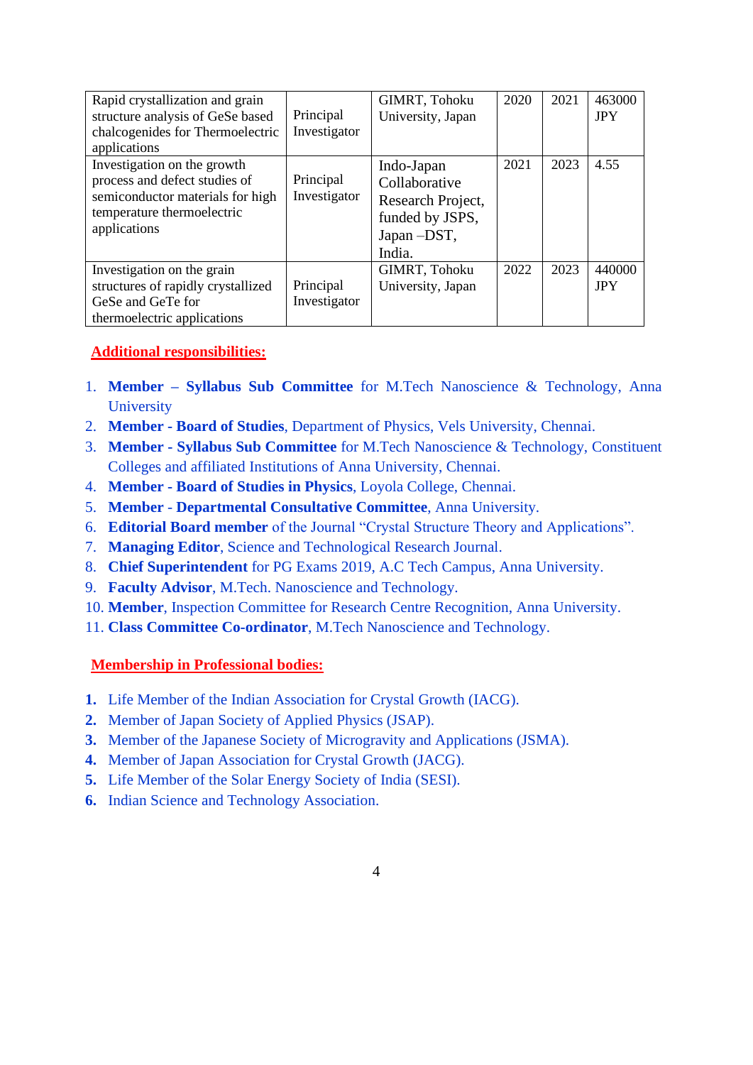| | | | | | |
|---|---|---|---|---|---|
| Rapid crystallization and grain structure analysis of GeSe based chalcogenides for Thermoelectric applications | Principal Investigator | GIMRT, Tohoku University, Japan | 2020 | 2021 | 463000 JPY |
| Investigation on the growth process and defect studies of semiconductor materials for high temperature thermoelectric applications | Principal Investigator | Indo-Japan Collaborative Research Project, funded by JSPS, Japan –DST, India. | 2021 | 2023 | 4.55 |
| Investigation on the grain structures of rapidly crystallized GeSe and GeTe for thermoelectric applications | Principal Investigator | GIMRT, Tohoku University, Japan | 2022 | 2023 | 440000 JPY |

## Additional responsibilities:

1. **Member – Syllabus Sub Committee** for M.Tech Nanoscience & Technology, Anna University
2. **Member - Board of Studies**, Department of Physics, Vels University, Chennai.
3. **Member - Syllabus Sub Committee** for M.Tech Nanoscience & Technology, Constituent Colleges and affiliated Institutions of Anna University, Chennai.
4. **Member - Board of Studies in Physics**, Loyola College, Chennai.
5. **Member - Departmental Consultative Committee**, Anna University.
6. **Editorial Board member** of the Journal "Crystal Structure Theory and Applications".
7. **Managing Editor**, Science and Technological Research Journal.
8. **Chief Superintendent** for PG Exams 2019, A.C Tech Campus, Anna University.
9. **Faculty Advisor**, M.Tech. Nanoscience and Technology.
10. **Member**, Inspection Committee for Research Centre Recognition, Anna University.
11. **Class Committee Co-ordinator**, M.Tech Nanoscience and Technology.

## Membership in Professional bodies:

1. Life Member of the Indian Association for Crystal Growth (IACG).
2. Member of Japan Society of Applied Physics (JSAP).
3. Member of the Japanese Society of Microgravity and Applications (JSMA).
4. Member of Japan Association for Crystal Growth (JACG).
5. Life Member of the Solar Energy Society of India (SESI).
6. Indian Science and Technology Association.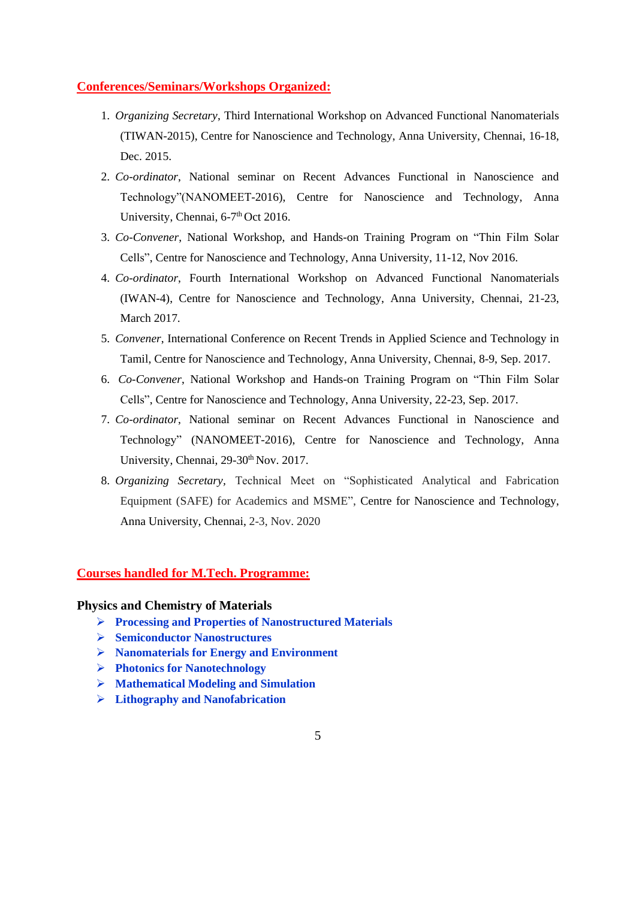## Conferences/Seminars/Workshops Organized:

1. *Organizing Secretary*, Third International Workshop on Advanced Functional Nanomaterials (TIWAN-2015), Centre for Nanoscience and Technology, Anna University, Chennai, 16-18, Dec. 2015.
2. *Co-ordinator*, National seminar on Recent Advances Functional in Nanoscience and Technology"(NANOMEET-2016), Centre for Nanoscience and Technology, Anna University, Chennai, 6-7th Oct 2016.
3. *Co-Convener*, National Workshop, and Hands-on Training Program on "Thin Film Solar Cells", Centre for Nanoscience and Technology, Anna University, 11-12, Nov 2016.
4. *Co-ordinator*, Fourth International Workshop on Advanced Functional Nanomaterials (IWAN-4), Centre for Nanoscience and Technology, Anna University, Chennai, 21-23, March 2017.
5. *Convener*, International Conference on Recent Trends in Applied Science and Technology in Tamil, Centre for Nanoscience and Technology, Anna University, Chennai, 8-9, Sep. 2017.
6. *Co-Convener*, National Workshop and Hands-on Training Program on "Thin Film Solar Cells", Centre for Nanoscience and Technology, Anna University, 22-23, Sep. 2017.
7. *Co-ordinator*, National seminar on Recent Advances Functional in Nanoscience and Technology" (NANOMEET-2016), Centre for Nanoscience and Technology, Anna University, Chennai, 29-30th Nov. 2017.
8. *Organizing Secretary*, Technical Meet on "Sophisticated Analytical and Fabrication Equipment (SAFE) for Academics and MSME", Centre for Nanoscience and Technology, Anna University, Chennai, 2-3, Nov. 2020

## Courses handled for M.Tech. Programme:

**Physics and Chemistry of Materials**

- **Processing and Properties of Nanostructured Materials**
- **Semiconductor Nanostructures**
- **Nanomaterials for Energy and Environment**
- **Photonics for Nanotechnology**
- **Mathematical Modeling and Simulation**
- **Lithography and Nanofabrication**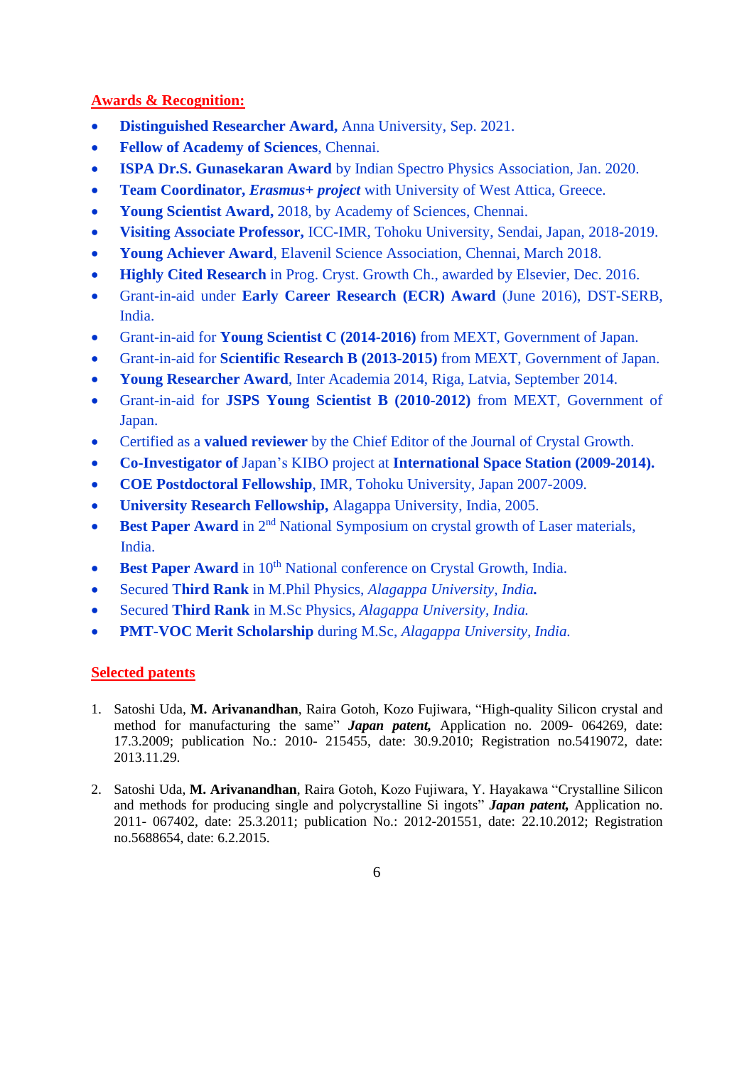## Awards & Recognition:

- **Distinguished Researcher Award,** Anna University, Sep. 2021.
- **Fellow of Academy of Sciences**, Chennai.
- **ISPA Dr.S. Gunasekaran Award** by Indian Spectro Physics Association, Jan. 2020.
- **Team Coordinator,** ***Erasmus+ project*** with University of West Attica, Greece.
- **Young Scientist Award,** 2018, by Academy of Sciences, Chennai.
- **Visiting Associate Professor,** ICC-IMR, Tohoku University, Sendai, Japan, 2018-2019.
- **Young Achiever Award**, Elavenil Science Association, Chennai, March 2018.
- **Highly Cited Research** in Prog. Cryst. Growth Ch., awarded by Elsevier, Dec. 2016.
- Grant-in-aid under **Early Career Research (ECR) Award** (June 2016), DST-SERB, India.
- Grant-in-aid for **Young Scientist C (2014-2016)** from MEXT, Government of Japan.
- Grant-in-aid for **Scientific Research B (2013-2015)** from MEXT, Government of Japan.
- **Young Researcher Award**, Inter Academia 2014, Riga, Latvia, September 2014.
- Grant-in-aid for **JSPS Young Scientist B (2010-2012)** from MEXT, Government of Japan.
- Certified as a **valued reviewer** by the Chief Editor of the Journal of Crystal Growth.
- **Co-Investigator of** Japan's KIBO project at **International Space Station (2009-2014).**
- **COE Postdoctoral Fellowship**, IMR, Tohoku University, Japan 2007-2009.
- **University Research Fellowship,** Alagappa University, India, 2005.
- **Best Paper Award** in 2nd National Symposium on crystal growth of Laser materials, India.
- **Best Paper Award** in 10th National conference on Crystal Growth, India.
- Secured T**hird Rank** in M.Phil Physics, *Alagappa University, India.*
- Secured **Third Rank** in M.Sc Physics, *Alagappa University, India.*
- **PMT-VOC Merit Scholarship** during M.Sc, *Alagappa University, India.*

## Selected patents

1. Satoshi Uda, **M. Arivanandhan**, Raira Gotoh, Kozo Fujiwara, "High-quality Silicon crystal and method for manufacturing the same" ***Japan patent,*** Application no. 2009- 064269, date: 17.3.2009; publication No.: 2010- 215455, date: 30.9.2010; Registration no.5419072, date: 2013.11.29.

2. Satoshi Uda, **M. Arivanandhan**, Raira Gotoh, Kozo Fujiwara, Y. Hayakawa "Crystalline Silicon and methods for producing single and polycrystalline Si ingots" ***Japan patent,*** Application no. 2011- 067402, date: 25.3.2011; publication No.: 2012-201551, date: 22.10.2012; Registration no.5688654, date: 6.2.2015.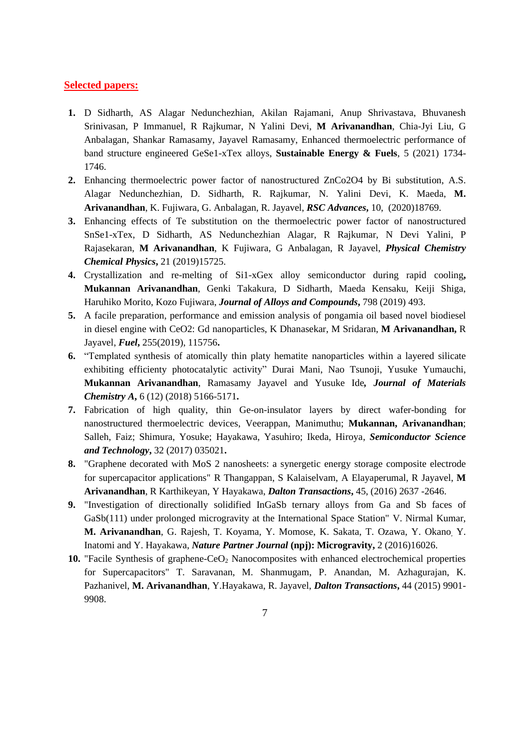## Selected papers:

1. D Sidharth, AS Alagar Nedunchezhian, Akilan Rajamani, Anup Shrivastava, Bhuvanesh Srinivasan, P Immanuel, R Rajkumar, N Yalini Devi, **M Arivanandhan**, Chia-Jyi Liu, G Anbalagan, Shankar Ramasamy, Jayavel Ramasamy, Enhanced thermoelectric performance of band structure engineered GeSe1-xTex alloys, **Sustainable Energy & Fuels**, 5 (2021) 1734-1746.
2. Enhancing thermoelectric power factor of nanostructured ZnCo2O4 by Bi substitution, A.S. Alagar Nedunchezhian, D. Sidharth, R. Rajkumar, N. Yalini Devi, K. Maeda, **M. Arivanandhan**, K. Fujiwara, G. Anbalagan, R. Jayavel, ***RSC Advances***, 10, (2020)18769.
3. Enhancing effects of Te substitution on the thermoelectric power factor of nanostructured SnSe1-xTex, D Sidharth, AS Nedunchezhian Alagar, R Rajkumar, N Devi Yalini, P Rajasekaran, **M Arivanandhan**, K Fujiwara, G Anbalagan, R Jayavel, ***Physical Chemistry Chemical Physics***, 21 (2019)15725.
4. Crystallization and re-melting of Si1-xGex alloy semiconductor during rapid cooling, **Mukannan Arivanandhan**, Genki Takakura, D Sidharth, Maeda Kensaku, Keiji Shiga, Haruhiko Morito, Kozo Fujiwara, ***Journal of Alloys and Compounds***, 798 (2019) 493.
5. A facile preparation, performance and emission analysis of pongamia oil based novel biodiesel in diesel engine with CeO2: Gd nanoparticles, K Dhanasekar, M Sridaran, **M Arivanandhan,** R Jayavel, ***Fuel***, 255(2019), 115756**.**
6. "Templated synthesis of atomically thin platy hematite nanoparticles within a layered silicate exhibiting efficiency photocatalytic activity" Durai Mani, Nao Tsunoji, Yusuke Yumauchi, **Mukannan Arivanandhan**, Ramasamy Jayavel and Yusuke Ide**,** ***Journal of Materials Chemistry A***, 6 (12) (2018) 5166-5171**.**
7. Fabrication of high quality, thin Ge-on-insulator layers by direct wafer-bonding for nanostructured thermoelectric devices, Veerappan, Manimuthu; **Mukannan, Arivanandhan**; Salleh, Faiz; Shimura, Yosuke; Hayakawa, Yasuhiro; Ikeda, Hiroya, ***Semiconductor Science and Technology***, 32 (2017) 035021**.**
8. "Graphene decorated with MoS 2 nanosheets: a synergetic energy storage composite electrode for supercapacitor applications" R Thangappan, S Kalaiselvam, A Elayaperumal, R Jayavel, **M Arivanandhan**, R Karthikeyan, Y Hayakawa, ***Dalton Transactions***, 45, (2016) 2637 -2646.
9. "Investigation of directionally solidified InGaSb ternary alloys from Ga and Sb faces of GaSb(111) under prolonged microgravity at the International Space Station" V. Nirmal Kumar, **M. Arivanandhan**, G. Rajesh, T. Koyama, Y. Momose, K. Sakata, T. Ozawa, Y. Okano, Y. Inatomi and Y. Hayakawa, ***Nature Partner Journal* (npj): Microgravity,** 2 (2016)16026.
10. "Facile Synthesis of graphene-$CeO_2$ Nanocomposites with enhanced electrochemical properties for Supercapacitors" T. Saravanan, M. Shanmugam, P. Anandan, M. Azhagurajan, K. Pazhanivel, **M. Arivanandhan**, Y.Hayakawa, R. Jayavel, ***Dalton Transactions***, 44 (2015) 9901-9908.